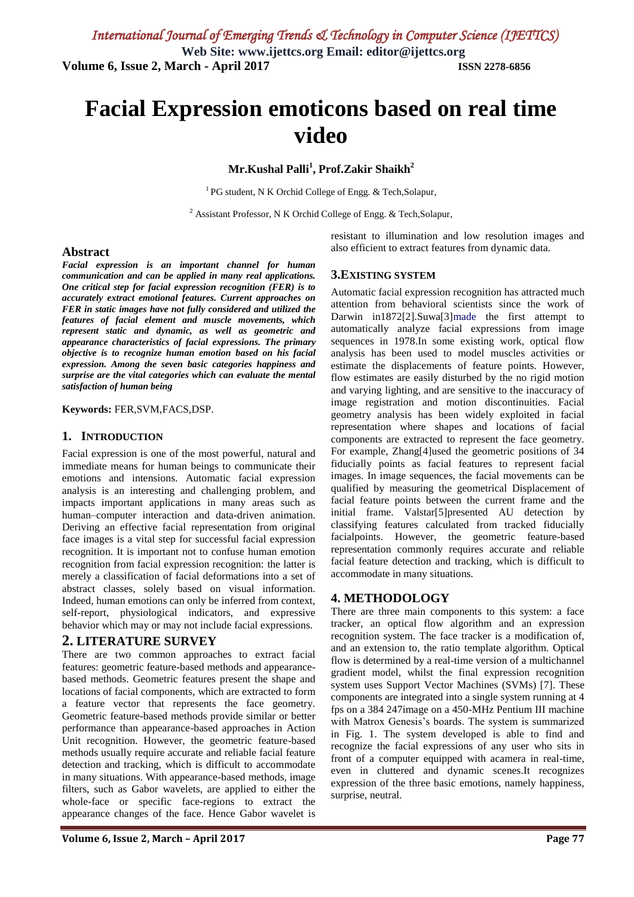# Facial Expression emoticons based on real time video

**Mr.Kushal Palli[1], Prof.Zakir Shaikh[2]**

[1] PG student, N K Orchid College of Engg. & Tech,Solapur,

[2] Assistant Professor, N K Orchid College of Engg. & Tech,Solapur,

## Abstract

***Facial expression is an important channel for human communication and can be applied in many real applications. One critical step for facial expression recognition (FER) is to accurately extract emotional features. Current approaches on FER in static images have not fully considered and utilized the features of facial element and muscle movements, which represent static and dynamic, as well as geometric and appearance characteristics of facial expressions. The primary objective is to recognize human emotion based on his facial expression. Among the seven basic categories happiness and surprise are the vital categories which can evaluate the mental satisfaction of human being***

**Keywords:** FER,SVM,FACS,DSP.

## 1. INTRODUCTION

Facial expression is one of the most powerful, natural and immediate means for human beings to communicate their emotions and intensions. Automatic facial expression analysis is an interesting and challenging problem, and impacts important applications in many areas such as human–computer interaction and data-driven animation. Deriving an effective facial representation from original face images is a vital step for successful facial expression recognition. It is important not to confuse human emotion recognition from facial expression recognition: the latter is merely a classification of facial deformations into a set of abstract classes, solely based on visual information. Indeed, human emotions can only be inferred from context, self-report, physiological indicators, and expressive behavior which may or may not include facial expressions.

## 2. LITERATURE SURVEY

There are two common approaches to extract facial features: geometric feature-based methods and appearance-based methods. Geometric features present the shape and locations of facial components, which are extracted to form a feature vector that represents the face geometry. Geometric feature-based methods provide similar or better performance than appearance-based approaches in Action Unit recognition. However, the geometric feature-based methods usually require accurate and reliable facial feature detection and tracking, which is difficult to accommodate in many situations. With appearance-based methods, image filters, such as Gabor wavelets, are applied to either the whole-face or specific face-regions to extract the appearance changes of the face. Hence Gabor wavelet is resistant to illumination and low resolution images and also efficient to extract features from dynamic data.

## 3.EXISTING SYSTEM

Automatic facial expression recognition has attracted much attention from behavioral scientists since the work of Darwin in1872[2].Suwa[3]made the first attempt to automatically analyze facial expressions from image sequences in 1978.In some existing work, optical flow analysis has been used to model muscles activities or estimate the displacements of feature points. However, flow estimates are easily disturbed by the no rigid motion and varying lighting, and are sensitive to the inaccuracy of image registration and motion discontinuities. Facial geometry analysis has been widely exploited in facial representation where shapes and locations of facial components are extracted to represent the face geometry. For example, Zhang[4]used the geometric positions of 34 fiducially points as facial features to represent facial images. In image sequences, the facial movements can be qualified by measuring the geometrical Displacement of facial feature points between the current frame and the initial frame. Valstar[5]presented AU detection by classifying features calculated from tracked fiducially facialpoints. However, the geometric feature-based representation commonly requires accurate and reliable facial feature detection and tracking, which is difficult to accommodate in many situations.

## 4. METHODOLOGY

There are three main components to this system: a face tracker, an optical flow algorithm and an expression recognition system. The face tracker is a modification of, and an extension to, the ratio template algorithm. Optical flow is determined by a real-time version of a multichannel gradient model, whilst the final expression recognition system uses Support Vector Machines (SVMs) [7]. These components are integrated into a single system running at 4 fps on a 384 247image on a 450-MHz Pentium III machine with Matrox Genesis's boards. The system is summarized in Fig. 1. The system developed is able to find and recognize the facial expressions of any user who sits in front of a computer equipped with acamera in real-time, even in cluttered and dynamic scenes.It recognizes expression of the three basic emotions, namely happiness, surprise, neutral.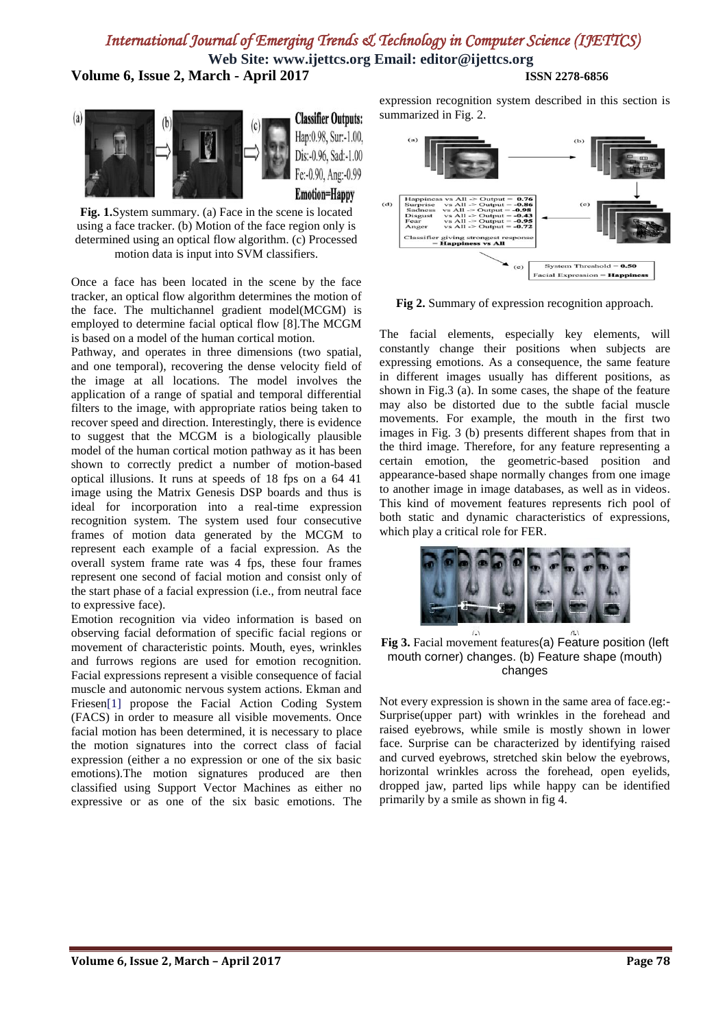Fig. 1.System summary. (a) Face in the scene is located using a face tracker. (b) Motion of the face region only is determined using an optical flow algorithm. (c) Processed motion data is input into SVM classifiers.

Once a face has been located in the scene by the face tracker, an optical flow algorithm determines the motion of the face. The multichannel gradient model(MCGM) is employed to determine facial optical flow [8].The MCGM is based on a model of the human cortical motion.

Pathway, and operates in three dimensions (two spatial, and one temporal), recovering the dense velocity field of the image at all locations. The model involves the application of a range of spatial and temporal differential filters to the image, with appropriate ratios being taken to recover speed and direction. Interestingly, there is evidence to suggest that the MCGM is a biologically plausible model of the human cortical motion pathway as it has been shown to correctly predict a number of motion-based optical illusions. It runs at speeds of 18 fps on a 64 41 image using the Matrix Genesis DSP boards and thus is ideal for incorporation into a real-time expression recognition system. The system used four consecutive frames of motion data generated by the MCGM to represent each example of a facial expression. As the overall system frame rate was 4 fps, these four frames represent one second of facial motion and consist only of the start phase of a facial expression (i.e., from neutral face to expressive face).

Emotion recognition via video information is based on observing facial deformation of specific facial regions or movement of characteristic points. Mouth, eyes, wrinkles and furrows regions are used for emotion recognition. Facial expressions represent a visible consequence of facial muscle and autonomic nervous system actions. Ekman and Friesen[1] propose the Facial Action Coding System (FACS) in order to measure all visible movements. Once facial motion has been determined, it is necessary to place the motion signatures into the correct class of facial expression (either a no expression or one of the six basic emotions).The motion signatures produced are then classified using Support Vector Machines as either no expressive or as one of the six basic emotions. The expression recognition system described in this section is summarized in Fig. 2.

**Fig 2.** Summary of expression recognition approach.

The facial elements, especially key elements, will constantly change their positions when subjects are expressing emotions. As a consequence, the same feature in different images usually has different positions, as shown in Fig.3 (a). In some cases, the shape of the feature may also be distorted due to the subtle facial muscle movements. For example, the mouth in the first two images in Fig. 3 (b) presents different shapes from that in the third image. Therefore, for any feature representing a certain emotion, the geometric-based position and appearance-based shape normally changes from one image to another image in image databases, as well as in videos. This kind of movement features represents rich pool of both static and dynamic characteristics of expressions, which play a critical role for FER.

**Fig 3.** Facial movement features(a) Feature position (left mouth corner) changes. (b) Feature shape (mouth) changes

Not every expression is shown in the same area of face.eg:- Surprise(upper part) with wrinkles in the forehead and raised eyebrows, while smile is mostly shown in lower face. Surprise can be characterized by identifying raised and curved eyebrows, stretched skin below the eyebrows, horizontal wrinkles across the forehead, open eyelids, dropped jaw, parted lips while happy can be identified primarily by a smile as shown in fig 4.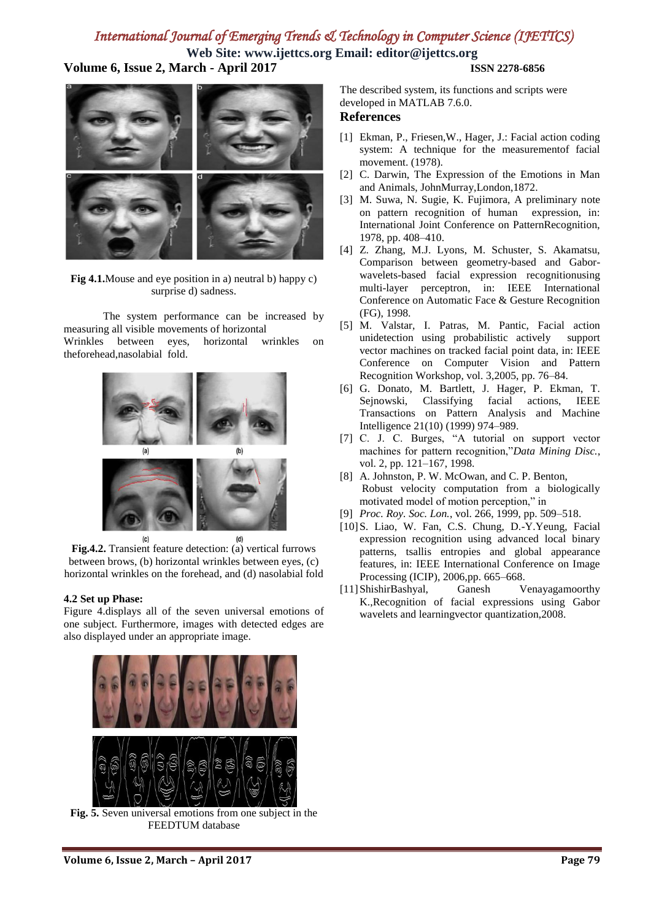**Fig 4.1.**Mouse and eye position in a) neutral b) happy c) surprise d) sadness.

The system performance can be increased by measuring all visible movements of horizontal Wrinkles between eyes, horizontal wrinkles on theforehead,nasolabial fold.

(a) (b)

(c) (d)

**Fig.4.2.** Transient feature detection: (a) vertical furrows between brows, (b) horizontal wrinkles between eyes, (c) horizontal wrinkles on the forehead, and (d) nasolabial fold

**4.2 Set up Phase:**

Figure 4.displays all of the seven universal emotions of one subject. Furthermore, images with detected edges are also displayed under an appropriate image.

**Fig. 5.** Seven universal emotions from one subject in the FEEDTUM database

The described system, its functions and scripts were developed in MATLAB 7.6.0.

## References

[1] Ekman, P., Friesen,W., Hager, J.: Facial action coding system: A technique for the measurementof facial movement. (1978).

[2] C. Darwin, The Expression of the Emotions in Man and Animals, JohnMurray,London,1872.

[3] M. Suwa, N. Sugie, K. Fujimora, A preliminary note on pattern recognition of human expression, in: International Joint Conference on PatternRecognition, 1978, pp. 408–410.

[4] Z. Zhang, M.J. Lyons, M. Schuster, S. Akamatsu, Comparison between geometry-based and Gabor-wavelets-based facial expression recognitionusing multi-layer perceptron, in: IEEE International Conference on Automatic Face & Gesture Recognition (FG), 1998.

[5] M. Valstar, I. Patras, M. Pantic, Facial action unidetection using probabilistic actively support vector machines on tracked facial point data, in: IEEE Conference on Computer Vision and Pattern Recognition Workshop, vol. 3,2005, pp. 76–84.

[6] G. Donato, M. Bartlett, J. Hager, P. Ekman, T. Sejnowski, Classifying facial actions, IEEE Transactions on Pattern Analysis and Machine Intelligence 21(10) (1999) 974–989.

[7] C. J. C. Burges, "A tutorial on support vector machines for pattern recognition,"*Data Mining Disc.*, vol. 2, pp. 121–167, 1998.

[8] A. Johnston, P. W. McOwan, and C. P. Benton, Robust velocity computation from a biologically motivated model of motion perception," in

[9] *Proc. Roy. Soc. Lon.*, vol. 266, 1999, pp. 509–518.

[10] S. Liao, W. Fan, C.S. Chung, D.-Y.Yeung, Facial expression recognition using advanced local binary patterns, tsallis entropies and global appearance features, in: IEEE International Conference on Image Processing (ICIP), 2006,pp. 665–668.

[11] ShishirBashyal, Ganesh Venayagamoorthy K.,Recognition of facial expressions using Gabor wavelets and learningvector quantization,2008.